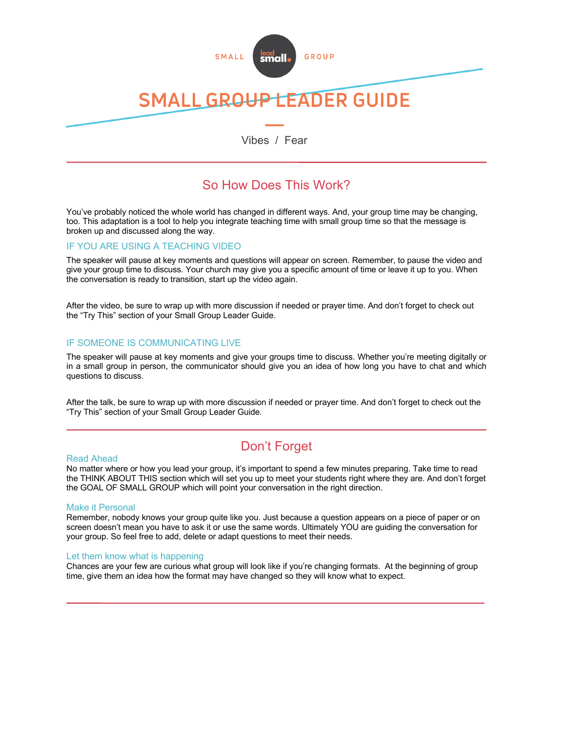SMALL lead small. GROUP

# SMALL GROUP LEADER GUIDE

Vibes / Fear

## So How Does This Work?

You've probably noticed the whole world has changed in different ways. And, your group time may be changing, too. This adaptation is a tool to help you integrate teaching time with small group time so that the message is broken up and discussed along the way.

### IF YOU ARE USING A TEACHING VIDEO

The speaker will pause at key moments and questions will appear on screen. Remember, to pause the video and give your group time to discuss. Your church may give you a specific amount of time or leave it up to you. When the conversation is ready to transition, start up the video again.

After the video, be sure to wrap up with more discussion if needed or prayer time. And don't forget to check out the "Try This" section of your Small Group Leader Guide.

### IF SOMEONE IS COMMUNICATING LIVE

The speaker will pause at key moments and give your groups time to discuss. Whether you're meeting digitally or in a small group in person, the communicator should give you an idea of how long you have to chat and which questions to discuss.

After the talk, be sure to wrap up with more discussion if needed or prayer time. And don't forget to check out the "Try This" section of your Small Group Leader Guide.

## Don't Forget

### Read Ahead

No matter where or how you lead your group, it's important to spend a few minutes preparing. Take time to read the THINK ABOUT THIS section which will set you up to meet your students right where they are. And don't forget the GOAL OF SMALL GROUP which will point your conversation in the right direction.

### Make it Personal

Remember, nobody knows your group quite like you. Just because a question appears on a piece of paper or on screen doesn't mean you have to ask it or use the same words. Ultimately YOU are guiding the conversation for your group. So feel free to add, delete or adapt questions to meet their needs.

### Let them know what is happening

Chances are your few are curious what group will look like if you're changing formats. At the beginning of group time, give them an idea how the format may have changed so they will know what to expect.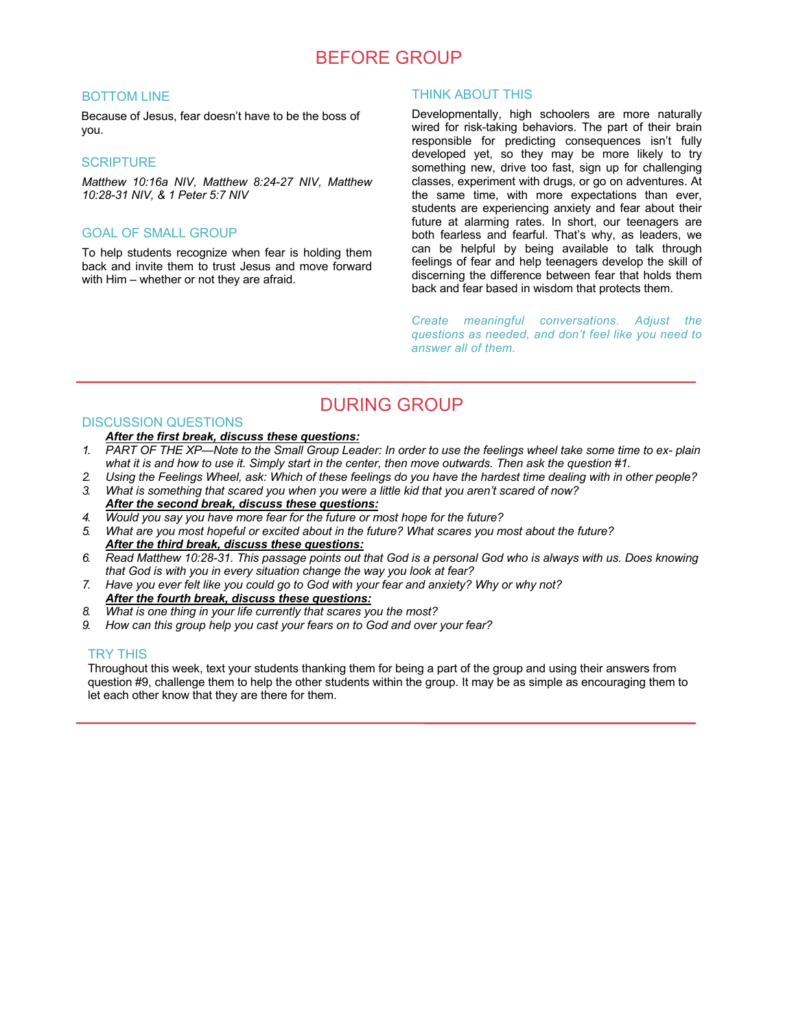# BEFORE GROUP

## BOTTOM LINE

Because of Jesus, fear doesn't have to be the boss of you.

## SCRIPTURE

*Matthew 10:16a NIV, Matthew 8:24-27 NIV, Matthew 10:28-31 NIV, & 1 Peter 5:7 NIV*

## GOAL OF SMALL GROUP

To help students recognize when fear is holding them back and invite them to trust Jesus and move forward with Him – whether or not they are afraid.

## THINK ABOUT THIS

Developmentally, high schoolers are more naturally wired for risk-taking behaviors. The part of their brain responsible for predicting consequences isn't fully developed yet, so they may be more likely to try something new, drive too fast, sign up for challenging classes, experiment with drugs, or go on adventures. At the same time, with more expectations than ever, students are experiencing anxiety and fear about their future at alarming rates. In short, our teenagers are both fearless and fearful. That's why, as leaders, we can be helpful by being available to talk through feelings of fear and help teenagers develop the skill of discerning the difference between fear that holds them back and fear based in wisdom that protects them.

*Create meaningful conversations. Adjust the questions as needed, and don't feel like you need to answer all of them.*

# DURING GROUP

## DISCUSSION QUESTIONS

***After the first break, discuss these questions:***

1. *PART OF THE XP—Note to the Small Group Leader: In order to use the feelings wheel take some time to ex- plain what it is and how to use it. Simply start in the center, then move outwards. Then ask the question #1.*
2. *Using the Feelings Wheel, ask: Which of these feelings do you have the hardest time dealing with in other people?*
3. *What is something that scared you when you were a little kid that you aren't scared of now?*

***After the second break, discuss these questions:***

4. *Would you say you have more fear for the future or most hope for the future?*
5. *What are you most hopeful or excited about in the future? What scares you most about the future?*

***After the third break, discuss these questions:***

6. *Read Matthew 10:28-31. This passage points out that God is a personal God who is always with us. Does knowing that God is with you in every situation change the way you look at fear?*
7. *Have you ever felt like you could go to God with your fear and anxiety? Why or why not?*

***After the fourth break, discuss these questions:***

8. *What is one thing in your life currently that scares you the most?*
9. *How can this group help you cast your fears on to God and over your fear?*

## TRY THIS

Throughout this week, text your students thanking them for being a part of the group and using their answers from question #9, challenge them to help the other students within the group. It may be as simple as encouraging them to let each other know that they are there for them.